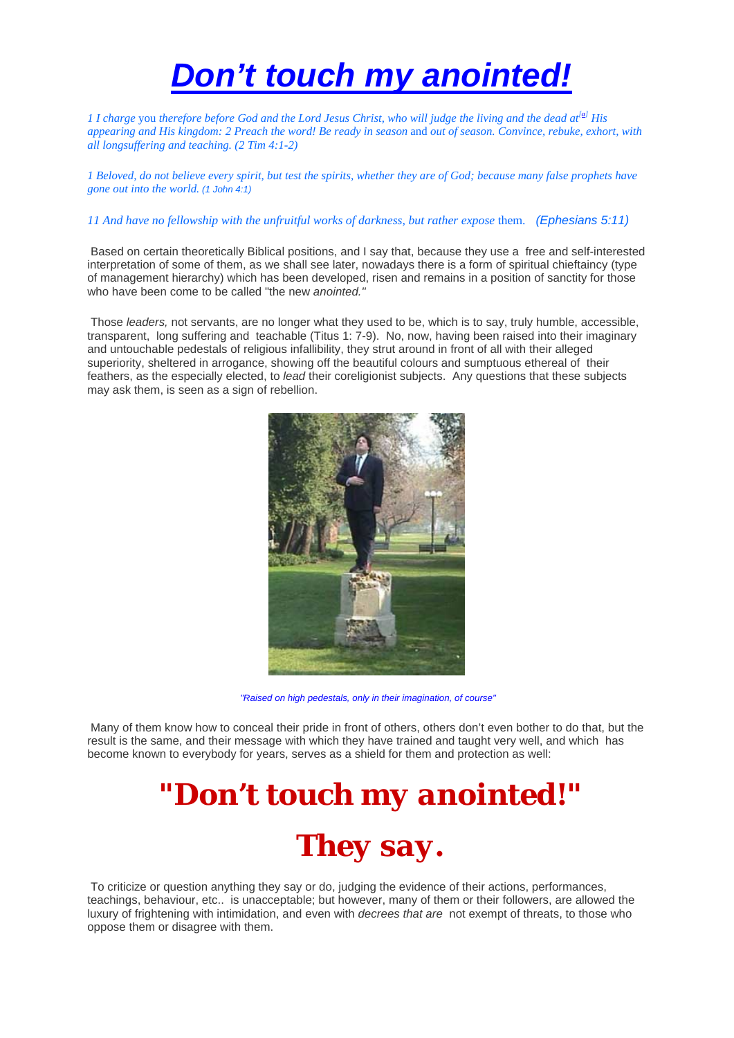# *Don't touch my anointed!*

*1 I charge* you *therefore before God and the Lord Jesus Christ, who will judge the living and the dead at*[a] *His appearing and His kingdom: 2 Preach the word! Be ready in season* and *out of season. Convince, rebuke, exhort, with all longsuffering and teaching. (2 Tim 4:1-2)*

*1 Beloved, do not believe every spirit, but test the spirits, whether they are of God; because many false prophets have gone out into the world. (1 John 4:1)*

*11 And have no fellowship with the unfruitful works of darkness, but rather expose* them. *(Ephesians 5:11)*

Based on certain theoretically Biblical positions, and I say that, because they use a free and self-interested interpretation of some of them, as we shall see later, nowadays there is a form of spiritual chieftaincy (type of management hierarchy) which has been developed, risen and remains in a position of sanctity for those who have been come to be called "the new *anointed."*

Those *leaders,* not servants, are no longer what they used to be, which is to say, truly humble, accessible, transparent, long suffering and teachable (Titus 1: 7-9). No, now, having been raised into their imaginary and untouchable pedestals of religious infallibility, they strut around in front of all with their alleged superiority, sheltered in arrogance, showing off the beautiful colours and sumptuous ethereal of their feathers, as the especially elected, to *lead* their coreligionist subjects. Any questions that these subjects may ask them, is seen as a sign of rebellion.

*"Raised on high pedestals, only in their imagination, of course"*

Many of them know how to conceal their pride in front of others, others don't even bother to do that, but the result is the same, and their message with which they have trained and taught very well, and which has become known to everybody for years, serves as a shield for them and protection as well:

## **"Don't touch my anointed!"**

## **They say.**

To criticize or question anything they say or do, judging the evidence of their actions, performances, teachings, behaviour, etc.. is unacceptable; but however, many of them or their followers, are allowed the luxury of frightening with intimidation, and even with *decrees that are* not exempt of threats, to those who oppose them or disagree with them.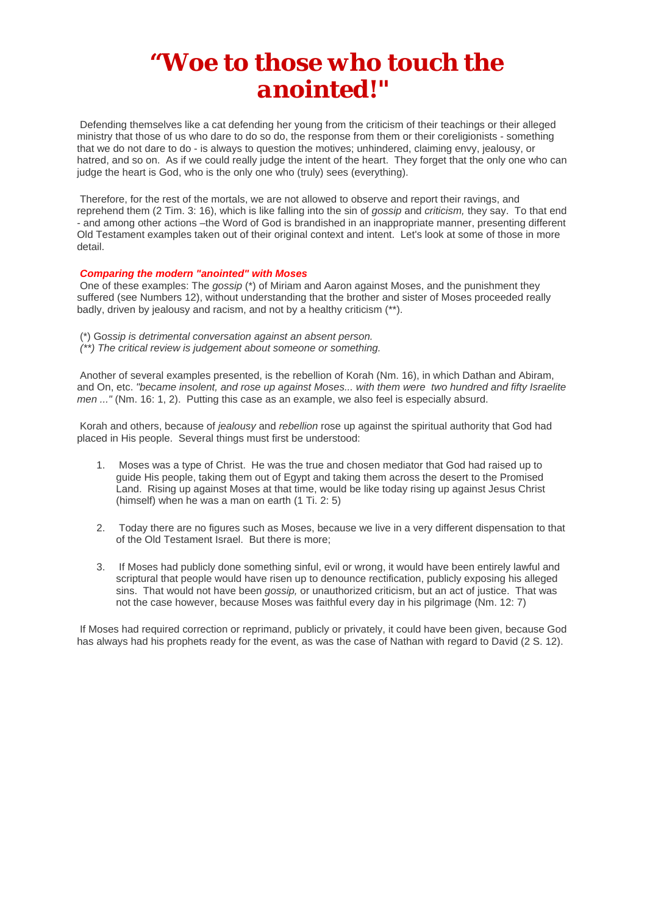# "Woe to those who touch the anointed!"

Defending themselves like a cat defending her young from the criticism of their teachings or their alleged ministry that those of us who dare to do so do, the response from them or their coreligionists - something that we do not dare to do - is always to question the motives; unhindered, claiming envy, jealousy, or hatred, and so on. As if we could really judge the intent of the heart. They forget that the only one who can judge the heart is God, who is the only one who (truly) sees (everything).

Therefore, for the rest of the mortals, we are not allowed to observe and report their ravings, and reprehend them (2 Tim. 3: 16), which is like falling into the sin of *gossip* and *criticism,* they say. To that end - and among other actions –the Word of God is brandished in an inappropriate manner, presenting different Old Testament examples taken out of their original context and intent. Let's look at some of those in more detail.

***Comparing the modern "anointed" with Moses***

One of these examples: The *gossip* (*) of Miriam and Aaron against Moses, and the punishment they suffered (see Numbers 12), without understanding that the brother and sister of Moses proceeded really badly, driven by jealousy and racism, and not by a healthy criticism (**).

(*) G*ossip is detrimental conversation against an absent person.*
*(**) The critical review is judgement about someone or something.*

Another of several examples presented, is the rebellion of Korah (Nm. 16), in which Dathan and Abiram, and On, etc. *"became insolent, and rose up against Moses... with them were two hundred and fifty Israelite men ..."* (Nm. 16: 1, 2). Putting this case as an example, we also feel is especially absurd.

Korah and others, because of *jealousy* and *rebellion* rose up against the spiritual authority that God had placed in His people. Several things must first be understood:

1. Moses was a type of Christ. He was the true and chosen mediator that God had raised up to guide His people, taking them out of Egypt and taking them across the desert to the Promised Land. Rising up against Moses at that time, would be like today rising up against Jesus Christ (himself) when he was a man on earth (1 Ti. 2: 5)

2. Today there are no figures such as Moses, because we live in a very different dispensation to that of the Old Testament Israel. But there is more;

3. If Moses had publicly done something sinful, evil or wrong, it would have been entirely lawful and scriptural that people would have risen up to denounce rectification, publicly exposing his alleged sins. That would not have been *gossip,* or unauthorized criticism, but an act of justice. That was not the case however, because Moses was faithful every day in his pilgrimage (Nm. 12: 7)

If Moses had required correction or reprimand, publicly or privately, it could have been given, because God has always had his prophets ready for the event, as was the case of Nathan with regard to David (2 S. 12).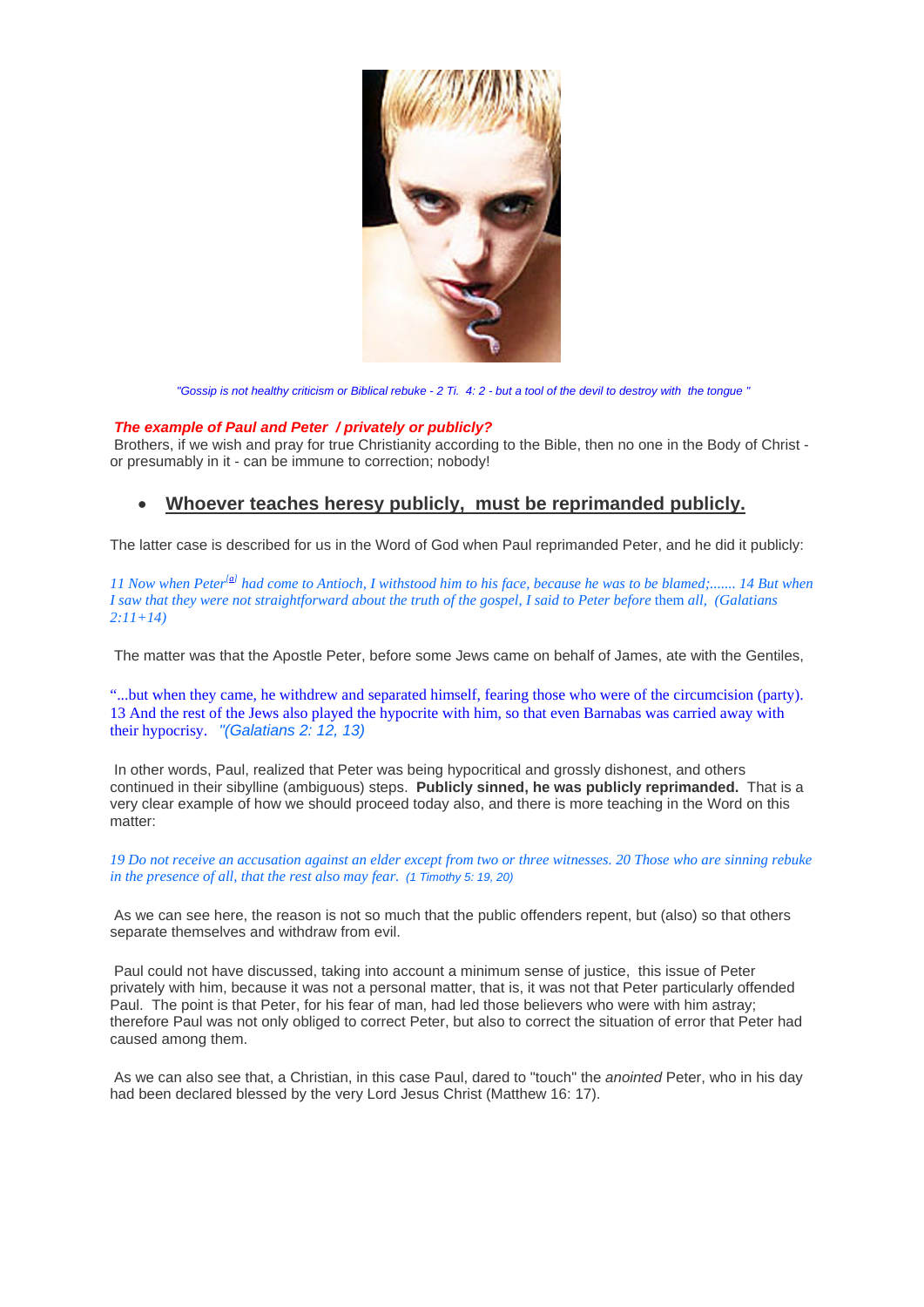*"Gossip is not healthy criticism or Biblical rebuke - 2 Ti. 4: 2 - but a tool of the devil to destroy with the tongue "*

***The example of Paul and Peter / privately or publicly?***

Brothers, if we wish and pray for true Christianity according to the Bible, then no one in the Body of Christ - or presumably in it - can be immune to correction; nobody!

- **Whoever teaches heresy publicly, must be reprimanded publicly.**

The latter case is described for us in the Word of God when Paul reprimanded Peter, and he did it publicly:

*11 Now when Peter[a] had come to Antioch, I withstood him to his face, because he was to be blamed;....... 14 But when I saw that they were not straightforward about the truth of the gospel, I said to Peter before* them *all, (Galatians 2:11+14)*

The matter was that the Apostle Peter, before some Jews came on behalf of James, ate with the Gentiles,

"...but when they came, he withdrew and separated himself, fearing those who were of the circumcision (party). 13 And the rest of the Jews also played the hypocrite with him, so that even Barnabas was carried away with their hypocrisy. *"(Galatians 2: 12, 13)*

In other words, Paul, realized that Peter was being hypocritical and grossly dishonest, and others continued in their sibylline (ambiguous) steps. **Publicly sinned, he was publicly reprimanded.** That is a very clear example of how we should proceed today also, and there is more teaching in the Word on this matter:

*19 Do not receive an accusation against an elder except from two or three witnesses. 20 Those who are sinning rebuke in the presence of all, that the rest also may fear. (1 Timothy 5: 19, 20)*

As we can see here, the reason is not so much that the public offenders repent, but (also) so that others separate themselves and withdraw from evil.

Paul could not have discussed, taking into account a minimum sense of justice, this issue of Peter privately with him, because it was not a personal matter, that is, it was not that Peter particularly offended Paul. The point is that Peter, for his fear of man, had led those believers who were with him astray; therefore Paul was not only obliged to correct Peter, but also to correct the situation of error that Peter had caused among them.

As we can also see that, a Christian, in this case Paul, dared to "touch" the *anointed* Peter, who in his day had been declared blessed by the very Lord Jesus Christ (Matthew 16: 17).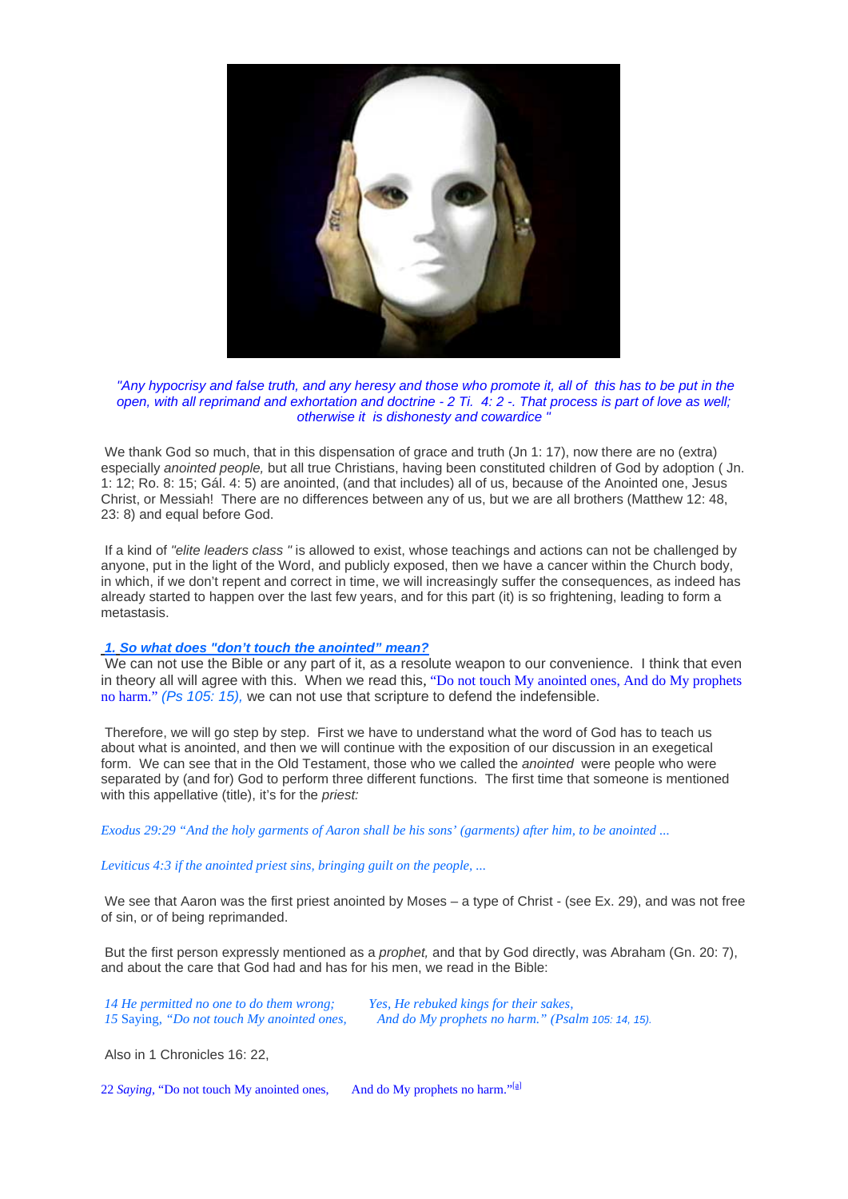*"Any hypocrisy and false truth, and any heresy and those who promote it, all of this has to be put in the open, with all reprimand and exhortation and doctrine - 2 Ti. 4: 2 -. That process is part of love as well; otherwise it is dishonesty and cowardice "*

We thank God so much, that in this dispensation of grace and truth (Jn 1: 17), now there are no (extra) especially *anointed people,* but all true Christians, having been constituted children of God by adoption ( Jn. 1: 12; Ro. 8: 15; Gál. 4: 5) are anointed, (and that includes) all of us, because of the Anointed one, Jesus Christ, or Messiah! There are no differences between any of us, but we are all brothers (Matthew 12: 48, 23: 8) and equal before God.

If a kind of *"elite leaders class "* is allowed to exist, whose teachings and actions can not be challenged by anyone, put in the light of the Word, and publicly exposed, then we have a cancer within the Church body, in which, if we don't repent and correct in time, we will increasingly suffer the consequences, as indeed has already started to happen over the last few years, and for this part (it) is so frightening, leading to form a metastasis.

## ***1. So what does "don't touch the anointed" mean?***

We can not use the Bible or any part of it, as a resolute weapon to our convenience. I think that even in theory all will agree with this. When we read this, "Do not touch My anointed ones, And do My prophets no harm." *(Ps 105: 15),* we can not use that scripture to defend the indefensible.

Therefore, we will go step by step. First we have to understand what the word of God has to teach us about what is anointed, and then we will continue with the exposition of our discussion in an exegetical form. We can see that in the Old Testament, those who we called the *anointed* were people who were separated by (and for) God to perform three different functions. The first time that someone is mentioned with this appellative (title), it's for the *priest:*

*Exodus 29:29 "And the holy garments of Aaron shall be his sons' (garments) after him, to be anointed ...*

*Leviticus 4:3 if the anointed priest sins, bringing guilt on the people, ...*

We see that Aaron was the first priest anointed by Moses – a type of Christ - (see Ex. 29), and was not free of sin, or of being reprimanded.

But the first person expressly mentioned as a *prophet,* and that by God directly, was Abraham (Gn. 20: 7), and about the care that God had and has for his men, we read in the Bible:

*14 He permitted no one to do them wrong; Yes, He rebuked kings for their sakes,*
*15 Saying, "Do not touch My anointed ones, And do My prophets no harm." (Psalm 105: 14, 15).*

Also in 1 Chronicles 16: 22,

22 *Saying*, "Do not touch My anointed ones, And do My prophets no harm."[a]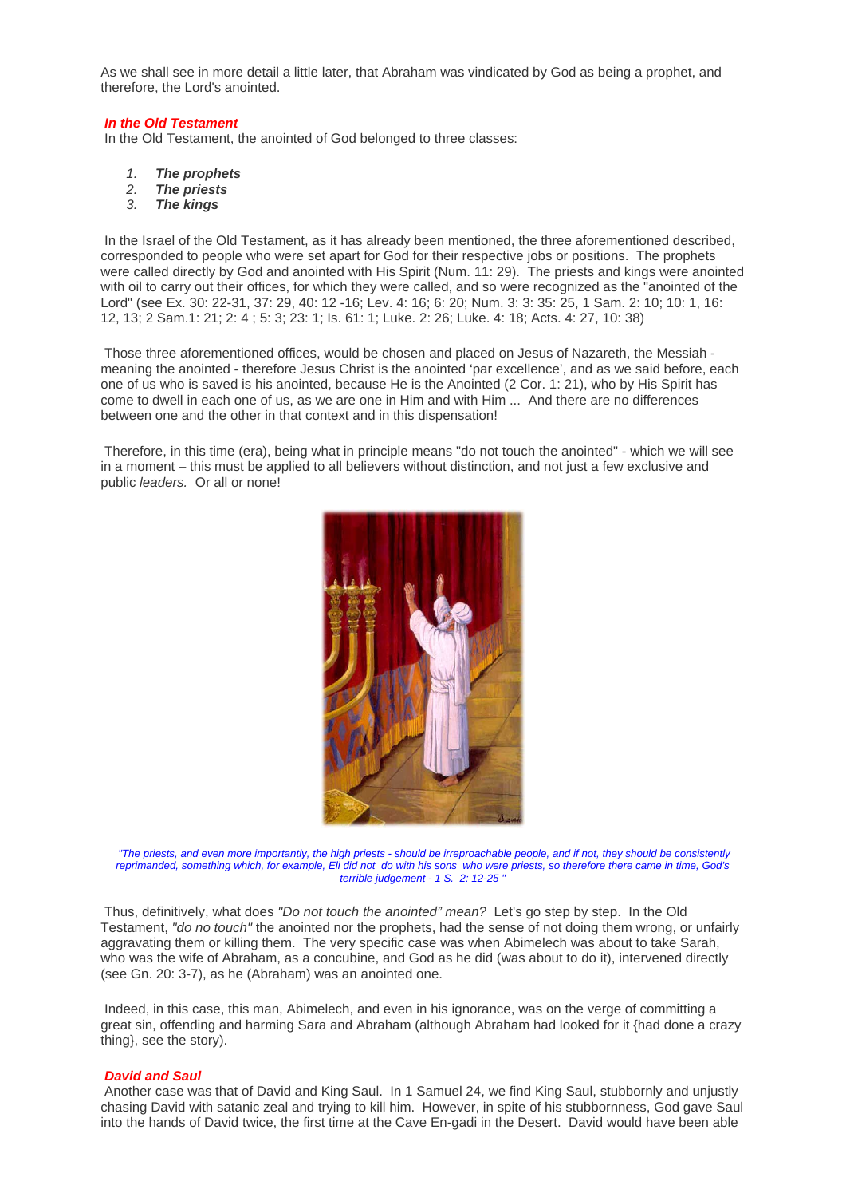As we shall see in more detail a little later, that Abraham was vindicated by God as being a prophet, and therefore, the Lord's anointed.

***In the Old Testament***

In the Old Testament, the anointed of God belonged to three classes:

1. ***The prophets***
2. ***The priests***
3. ***The kings***

In the Israel of the Old Testament, as it has already been mentioned, the three aforementioned described, corresponded to people who were set apart for God for their respective jobs or positions. The prophets were called directly by God and anointed with His Spirit (Num. 11: 29). The priests and kings were anointed with oil to carry out their offices, for which they were called, and so were recognized as the "anointed of the Lord" (see Ex. 30: 22-31, 37: 29, 40: 12 -16; Lev. 4: 16; 6: 20; Num. 3: 3: 35: 25, 1 Sam. 2: 10; 10: 1, 16: 12, 13; 2 Sam.1: 21; 2: 4 ; 5: 3; 23: 1; Is. 61: 1; Luke. 2: 26; Luke. 4: 18; Acts. 4: 27, 10: 38)

Those three aforementioned offices, would be chosen and placed on Jesus of Nazareth, the Messiah - meaning the anointed - therefore Jesus Christ is the anointed 'par excellence', and as we said before, each one of us who is saved is his anointed, because He is the Anointed (2 Cor. 1: 21), who by His Spirit has come to dwell in each one of us, as we are one in Him and with Him ... And there are no differences between one and the other in that context and in this dispensation!

Therefore, in this time (era), being what in principle means "do not touch the anointed" - which we will see in a moment – this must be applied to all believers without distinction, and not just a few exclusive and public *leaders.* Or all or none!

*"The priests, and even more importantly, the high priests - should be irreproachable people, and if not, they should be consistently reprimanded, something which, for example, Eli did not do with his sons who were priests, so therefore there came in time, God's terrible judgement - 1 S. 2: 12-25 "*

Thus, definitively, what does *"Do not touch the anointed" mean?* Let's go step by step. In the Old Testament, *"do no touch"* the anointed nor the prophets, had the sense of not doing them wrong, or unfairly aggravating them or killing them. The very specific case was when Abimelech was about to take Sarah, who was the wife of Abraham, as a concubine, and God as he did (was about to do it), intervened directly (see Gn. 20: 3-7), as he (Abraham) was an anointed one.

Indeed, in this case, this man, Abimelech, and even in his ignorance, was on the verge of committing a great sin, offending and harming Sara and Abraham (although Abraham had looked for it {had done a crazy thing}, see the story).

***David and Saul***

Another case was that of David and King Saul. In 1 Samuel 24, we find King Saul, stubbornly and unjustly chasing David with satanic zeal and trying to kill him. However, in spite of his stubbornness, God gave Saul into the hands of David twice, the first time at the Cave En-gadi in the Desert. David would have been able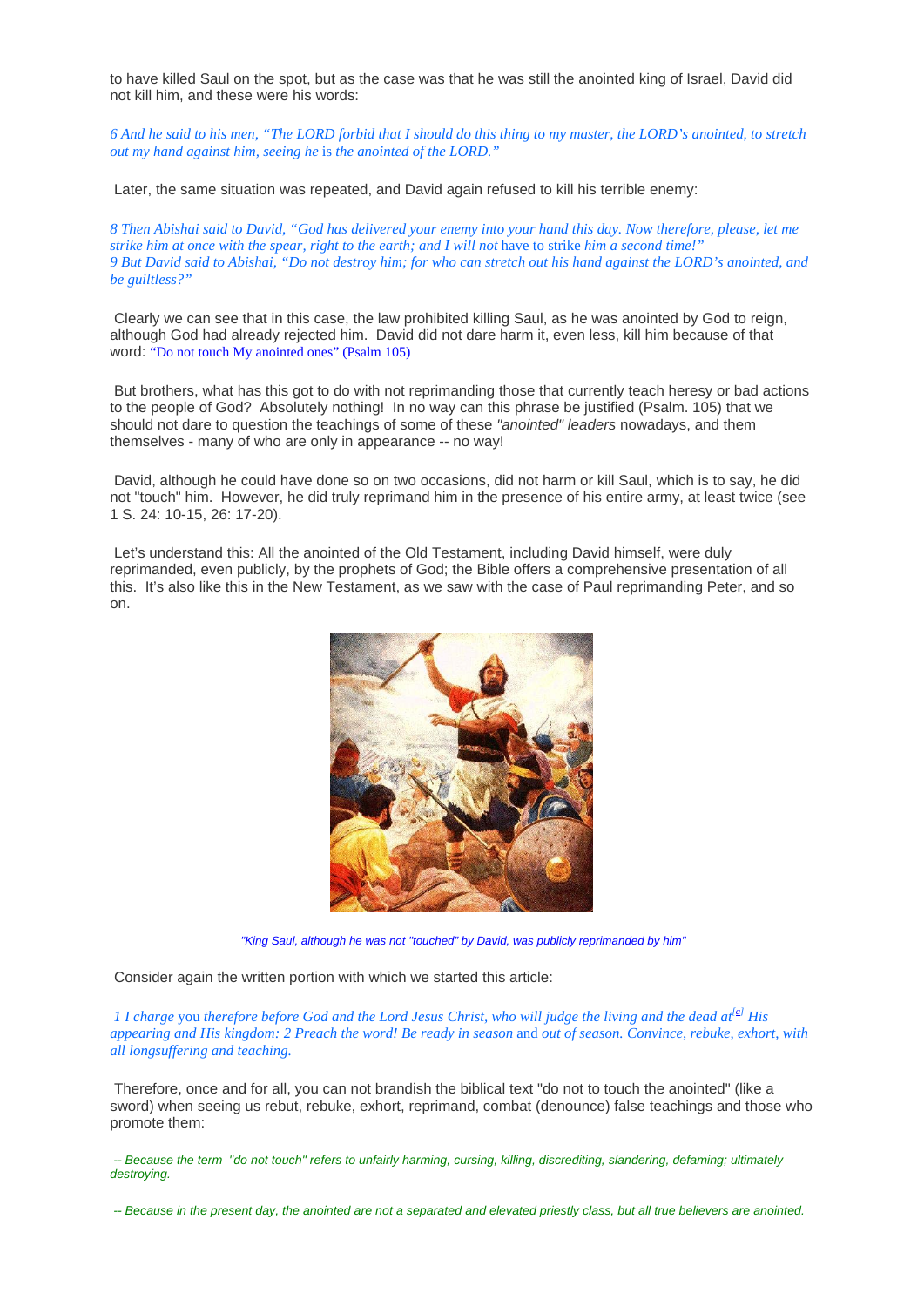to have killed Saul on the spot, but as the case was that he was still the anointed king of Israel, David did not kill him, and these were his words:

*6 And he said to his men, "The LORD forbid that I should do this thing to my master, the LORD's anointed, to stretch out my hand against him, seeing he* is *the anointed of the LORD."*

Later, the same situation was repeated, and David again refused to kill his terrible enemy:

*8 Then Abishai said to David, "God has delivered your enemy into your hand this day. Now therefore, please, let me strike him at once with the spear, right to the earth; and I will not* have to strike *him a second time!"*
*9 But David said to Abishai, "Do not destroy him; for who can stretch out his hand against the LORD's anointed, and be guiltless?"*

Clearly we can see that in this case, the law prohibited killing Saul, as he was anointed by God to reign, although God had already rejected him. David did not dare harm it, even less, kill him because of that word: "Do not touch My anointed ones" (Psalm 105)

But brothers, what has this got to do with not reprimanding those that currently teach heresy or bad actions to the people of God? Absolutely nothing! In no way can this phrase be justified (Psalm. 105) that we should not dare to question the teachings of some of these *"anointed" leaders* nowadays, and them themselves - many of who are only in appearance -- no way!

David, although he could have done so on two occasions, did not harm or kill Saul, which is to say, he did not "touch" him. However, he did truly reprimand him in the presence of his entire army, at least twice (see 1 S. 24: 10-15, 26: 17-20).

Let's understand this: All the anointed of the Old Testament, including David himself, were duly reprimanded, even publicly, by the prophets of God; the Bible offers a comprehensive presentation of all this. It's also like this in the New Testament, as we saw with the case of Paul reprimanding Peter, and so on.

*"King Saul, although he was not "touched" by David, was publicly reprimanded by him"*

Consider again the written portion with which we started this article:

*1 I charge* you *therefore before God and the Lord Jesus Christ, who will judge the living and the dead at*[a] *His appearing and His kingdom: 2 Preach the word! Be ready in season* and *out of season. Convince, rebuke, exhort, with all longsuffering and teaching.*

Therefore, once and for all, you can not brandish the biblical text "do not to touch the anointed" (like a sword) when seeing us rebut, rebuke, exhort, reprimand, combat (denounce) false teachings and those who promote them:

*-- Because the term "do not touch" refers to unfairly harming, cursing, killing, discrediting, slandering, defaming; ultimately destroying.*

*-- Because in the present day, the anointed are not a separated and elevated priestly class, but all true believers are anointed.*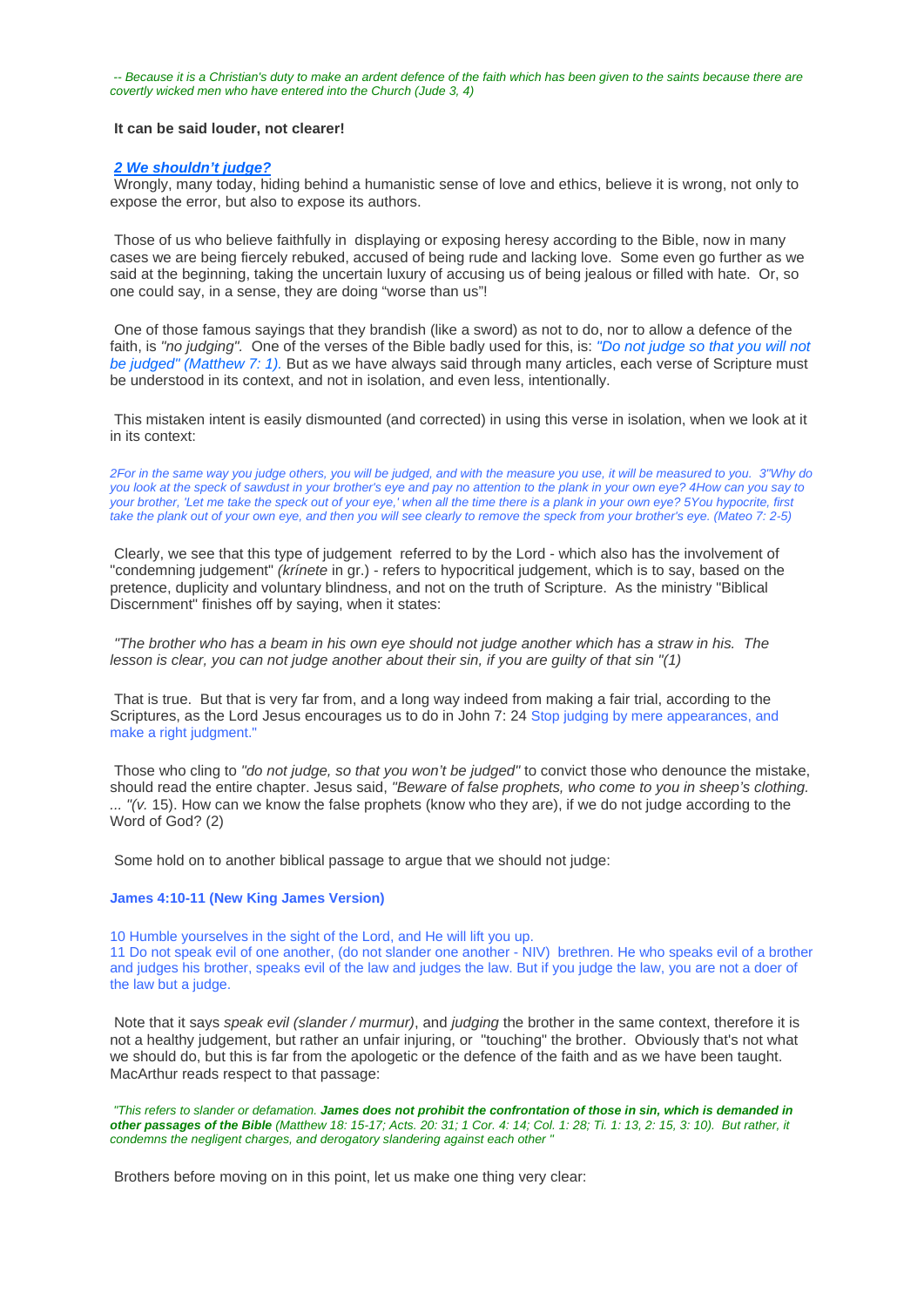*-- Because it is a Christian's duty to make an ardent defence of the faith which has been given to the saints because there are covertly wicked men who have entered into the Church (Jude 3, 4)*

**It can be said louder, not clearer!**

## ***2 We shouldn't judge?***

Wrongly, many today, hiding behind a humanistic sense of love and ethics, believe it is wrong, not only to expose the error, but also to expose its authors.

Those of us who believe faithfully in displaying or exposing heresy according to the Bible, now in many cases we are being fiercely rebuked, accused of being rude and lacking love. Some even go further as we said at the beginning, taking the uncertain luxury of accusing us of being jealous or filled with hate. Or, so one could say, in a sense, they are doing "worse than us"!

One of those famous sayings that they brandish (like a sword) as not to do, nor to allow a defence of the faith, is *"no judging".* One of the verses of the Bible badly used for this, is: *"Do not judge so that you will not be judged" (Matthew 7: 1).* But as we have always said through many articles, each verse of Scripture must be understood in its context, and not in isolation, and even less, intentionally.

This mistaken intent is easily dismounted (and corrected) in using this verse in isolation, when we look at it in its context:

*2For in the same way you judge others, you will be judged, and with the measure you use, it will be measured to you. 3"Why do you look at the speck of sawdust in your brother's eye and pay no attention to the plank in your own eye? 4How can you say to your brother, 'Let me take the speck out of your eye,' when all the time there is a plank in your own eye? 5You hypocrite, first take the plank out of your own eye, and then you will see clearly to remove the speck from your brother's eye. (Mateo 7: 2-5)*

Clearly, we see that this type of judgement referred to by the Lord - which also has the involvement of "condemning judgement" *(krínete* in gr.) - refers to hypocritical judgement, which is to say, based on the pretence, duplicity and voluntary blindness, and not on the truth of Scripture. As the ministry "Biblical Discernment" finishes off by saying, when it states:

*"The brother who has a beam in his own eye should not judge another which has a straw in his. The lesson is clear, you can not judge another about their sin, if you are guilty of that sin "(1)*

That is true. But that is very far from, and a long way indeed from making a fair trial, according to the Scriptures, as the Lord Jesus encourages us to do in John 7: 24 Stop judging by mere appearances, and make a right judgment."

Those who cling to *"do not judge, so that you won't be judged"* to convict those who denounce the mistake, should read the entire chapter. Jesus said, *"Beware of false prophets, who come to you in sheep's clothing. ... "(v.* 15). How can we know the false prophets (know who they are), if we do not judge according to the Word of God? (2)

Some hold on to another biblical passage to argue that we should not judge:

**James 4:10-11 (New King James Version)**

10 Humble yourselves in the sight of the Lord, and He will lift you up.
11 Do not speak evil of one another, (do not slander one another - NIV) brethren. He who speaks evil of a brother and judges his brother, speaks evil of the law and judges the law. But if you judge the law, you are not a doer of the law but a judge.

Note that it says *speak evil (slander / murmur)*, and *judging* the brother in the same context, therefore it is not a healthy judgement, but rather an unfair injuring, or "touching" the brother. Obviously that's not what we should do, but this is far from the apologetic or the defence of the faith and as we have been taught. MacArthur reads respect to that passage:

*"This refers to slander or defamation.* ***James does not prohibit the confrontation of those in sin, which is demanded in other passages of the Bible*** *(Matthew 18: 15-17; Acts. 20: 31; 1 Cor. 4: 14; Col. 1: 28; Ti. 1: 13, 2: 15, 3: 10). But rather, it condemns the negligent charges, and derogatory slandering against each other "*

Brothers before moving on in this point, let us make one thing very clear: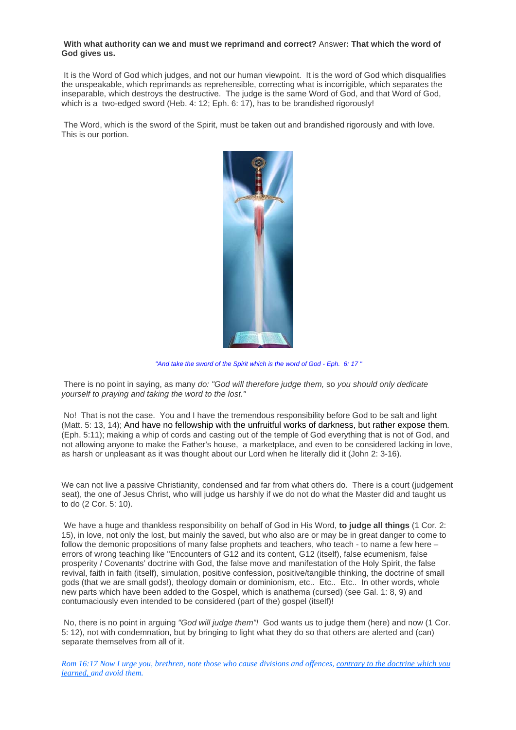**With what authority can we and must we reprimand and correct?** Answer**: That which the word of God gives us.**

It is the Word of God which judges, and not our human viewpoint. It is the word of God which disqualifies the unspeakable, which reprimands as reprehensible, correcting what is incorrigible, which separates the inseparable, which destroys the destructive. The judge is the same Word of God, and that Word of God, which is a two-edged sword (Heb. 4: 12; Eph. 6: 17), has to be brandished rigorously!

The Word, which is the sword of the Spirit, must be taken out and brandished rigorously and with love. This is our portion.

*"And take the sword of the Spirit which is the word of God - Eph. 6: 17 "*

There is no point in saying, as many *do: "God will therefore judge them,* so *you should only dedicate yourself to praying and taking the word to the lost."*

No! That is not the case. You and I have the tremendous responsibility before God to be salt and light (Matt. 5: 13, 14); And have no fellowship with the unfruitful works of darkness, but rather expose them. (Eph. 5:11); making a whip of cords and casting out of the temple of God everything that is not of God, and not allowing anyone to make the Father's house, a marketplace, and even to be considered lacking in love, as harsh or unpleasant as it was thought about our Lord when he literally did it (John 2: 3-16).

We can not live a passive Christianity, condensed and far from what others do. There is a court (judgement seat), the one of Jesus Christ, who will judge us harshly if we do not do what the Master did and taught us to do (2 Cor. 5: 10).

We have a huge and thankless responsibility on behalf of God in His Word, **to judge all things** (1 Cor. 2: 15), in love, not only the lost, but mainly the saved, but who also are or may be in great danger to come to follow the demonic propositions of many false prophets and teachers, who teach - to name a few here – errors of wrong teaching like "Encounters of G12 and its content, G12 (itself), false ecumenism, false prosperity / Covenants' doctrine with God, the false move and manifestation of the Holy Spirit, the false revival, faith in faith (itself), simulation, positive confession, positive/tangible thinking, the doctrine of small gods (that we are small gods!), theology domain or dominionism, etc.. Etc.. Etc.. In other words, whole new parts which have been added to the Gospel, which is anathema (cursed) (see Gal. 1: 8, 9) and contumaciously even intended to be considered (part of the) gospel (itself)!

No, there is no point in arguing *"God will judge them"!* God wants us to judge them (here) and now (1 Cor. 5: 12), not with condemnation, but by bringing to light what they do so that others are alerted and (can) separate themselves from all of it.

*Rom 16:17 Now I urge you, brethren, note those who cause divisions and offences, contrary to the doctrine which you learned, and avoid them.*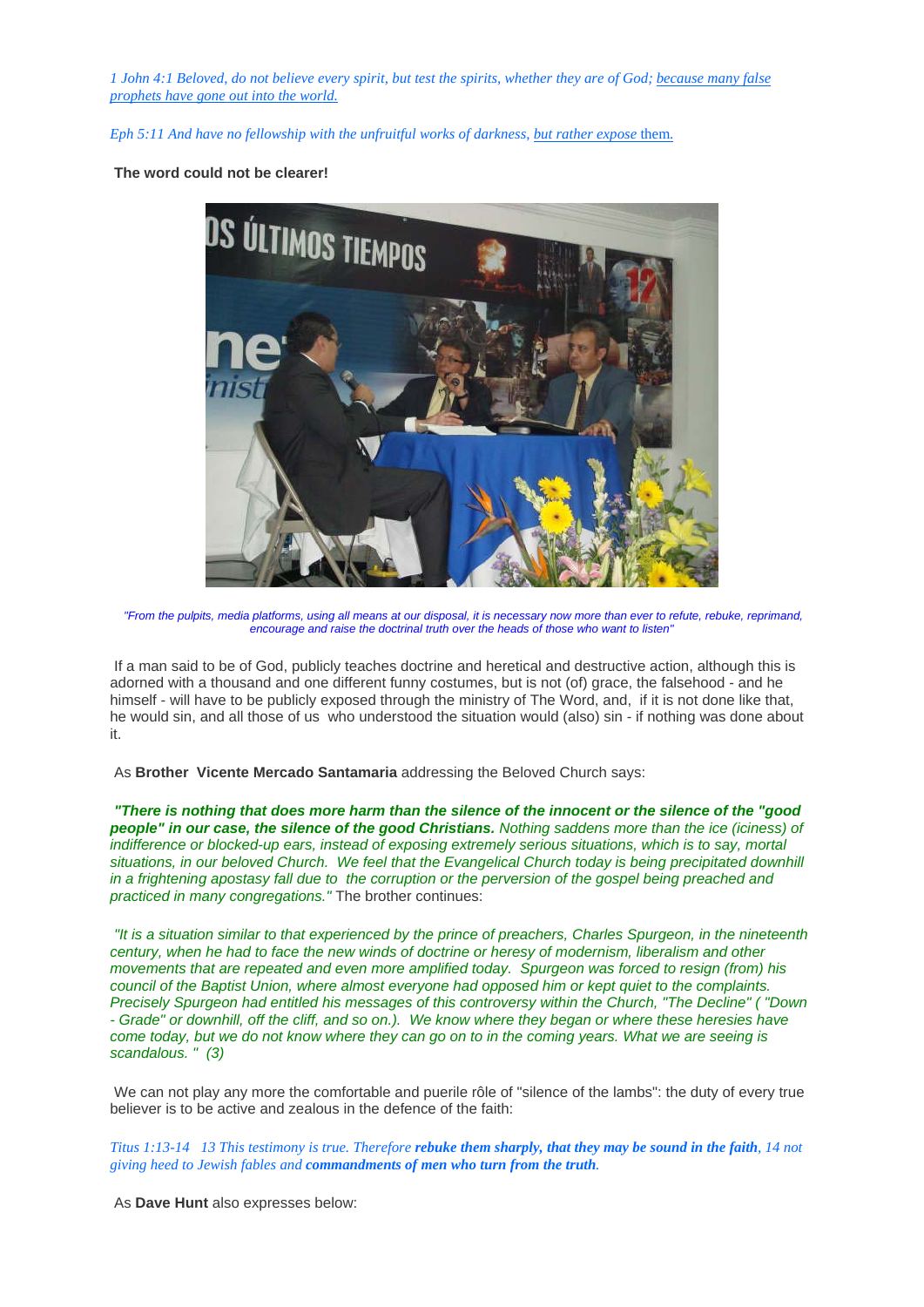*1 John 4:1 Beloved, do not believe every spirit, but test the spirits, whether they are of God; because many false prophets have gone out into the world.*

*Eph 5:11 And have no fellowship with the unfruitful works of darkness, but rather expose them.*

**The word could not be clearer!**

*"From the pulpits, media platforms, using all means at our disposal, it is necessary now more than ever to refute, rebuke, reprimand, encourage and raise the doctrinal truth over the heads of those who want to listen"*

If a man said to be of God, publicly teaches doctrine and heretical and destructive action, although this is adorned with a thousand and one different funny costumes, but is not (of) grace, the falsehood - and he himself - will have to be publicly exposed through the ministry of The Word, and, if it is not done like that, he would sin, and all those of us who understood the situation would (also) sin - if nothing was done about it.

As **Brother Vicente Mercado Santamaria** addressing the Beloved Church says:

***"There is nothing that does more harm than the silence of the innocent or the silence of the "good people" in our case, the silence of the good Christians.*** *Nothing saddens more than the ice (iciness) of indifference or blocked-up ears, instead of exposing extremely serious situations, which is to say, mortal situations, in our beloved Church. We feel that the Evangelical Church today is being precipitated downhill in a frightening apostasy fall due to the corruption or the perversion of the gospel being preached and practiced in many congregations."* The brother continues:

*"It is a situation similar to that experienced by the prince of preachers, Charles Spurgeon, in the nineteenth century, when he had to face the new winds of doctrine or heresy of modernism, liberalism and other movements that are repeated and even more amplified today. Spurgeon was forced to resign (from) his council of the Baptist Union, where almost everyone had opposed him or kept quiet to the complaints. Precisely Spurgeon had entitled his messages of this controversy within the Church, "The Decline" ( "Down - Grade" or downhill, off the cliff, and so on.). We know where they began or where these heresies have come today, but we do not know where they can go on to in the coming years. What we are seeing is scandalous. " (3)*

We can not play any more the comfortable and puerile rôle of "silence of the lambs": the duty of every true believer is to be active and zealous in the defence of the faith:

*Titus 1:13-14 13 This testimony is true. Therefore* ***rebuke them sharply, that they may be sound in the faith****, 14 not giving heed to Jewish fables and* ***commandments of men who turn from the truth****.*

As **Dave Hunt** also expresses below: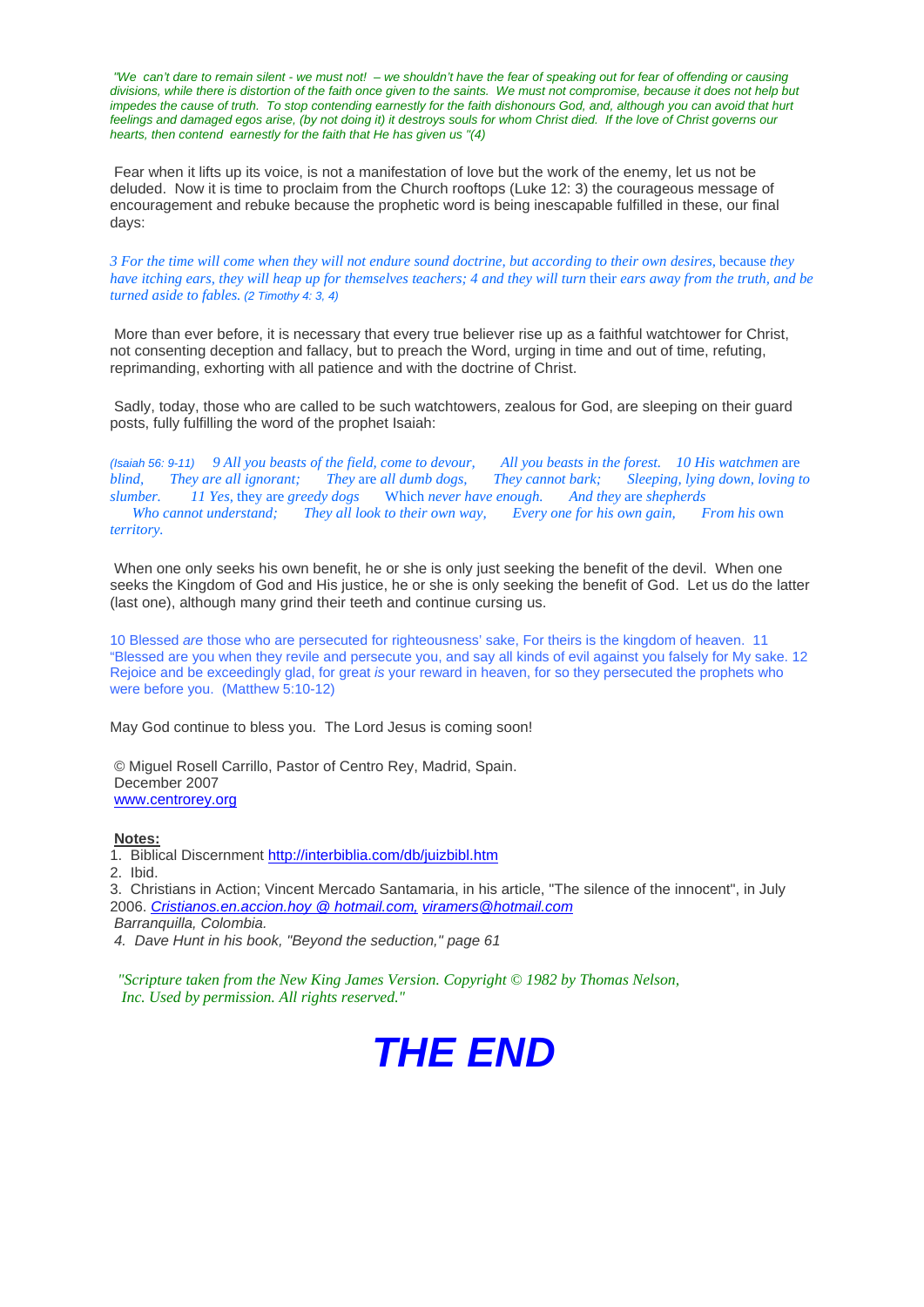*"We can't dare to remain silent - we must not! – we shouldn't have the fear of speaking out for fear of offending or causing divisions, while there is distortion of the faith once given to the saints. We must not compromise, because it does not help but impedes the cause of truth. To stop contending earnestly for the faith dishonours God, and, although you can avoid that hurt feelings and damaged egos arise, (by not doing it) it destroys souls for whom Christ died. If the love of Christ governs our hearts, then contend earnestly for the faith that He has given us "(4)*

Fear when it lifts up its voice, is not a manifestation of love but the work of the enemy, let us not be deluded. Now it is time to proclaim from the Church rooftops (Luke 12: 3) the courageous message of encouragement and rebuke because the prophetic word is being inescapable fulfilled in these, our final days:

*3 For the time will come when they will not endure sound doctrine, but according to their own desires,* because *they have itching ears, they will heap up for themselves teachers; 4 and they will turn* their *ears away from the truth, and be turned aside to fables. (2 Timothy 4: 3, 4)*

More than ever before, it is necessary that every true believer rise up as a faithful watchtower for Christ, not consenting deception and fallacy, but to preach the Word, urging in time and out of time, refuting, reprimanding, exhorting with all patience and with the doctrine of Christ.

Sadly, today, those who are called to be such watchtowers, zealous for God, are sleeping on their guard posts, fully fulfilling the word of the prophet Isaiah:

*(Isaiah 56: 9-11) 9 All you beasts of the field, come to devour, All you beasts in the forest. 10 His watchmen* are *blind, They are all ignorant; They* are *all dumb dogs, They cannot bark; Sleeping, lying down, loving to slumber. 11 Yes,* they are *greedy dogs Which never have enough. And they* are *shepherds Who cannot understand; They all look to their own way, Every one for his own gain, From his* own *territory.*

When one only seeks his own benefit, he or she is only just seeking the benefit of the devil. When one seeks the Kingdom of God and His justice, he or she is only seeking the benefit of God. Let us do the latter (last one), although many grind their teeth and continue cursing us.

10 Blessed *are* those who are persecuted for righteousness' sake, For theirs is the kingdom of heaven. 11 "Blessed are you when they revile and persecute you, and say all kinds of evil against you falsely for My sake. 12 Rejoice and be exceedingly glad, for great *is* your reward in heaven, for so they persecuted the prophets who were before you. (Matthew 5:10-12)

May God continue to bless you. The Lord Jesus is coming soon!

© Miguel Rosell Carrillo, Pastor of Centro Rey, Madrid, Spain.
December 2007
www.centrorey.org

**Notes:**

1. Biblical Discernment http://interbiblia.com/db/juizbibl.htm
2. Ibid.
3. Christians in Action; Vincent Mercado Santamaria, in his article, "The silence of the innocent", in July 2006. *Cristianos.en.accion.hoy @ hotmail.com, viramers@hotmail.com Barranquilla, Colombia.*
4. *Dave Hunt in his book, "Beyond the seduction," page 61*

*"Scripture taken from the New King James Version. Copyright © 1982 by Thomas Nelson, Inc. Used by permission. All rights reserved."*

# *THE END*